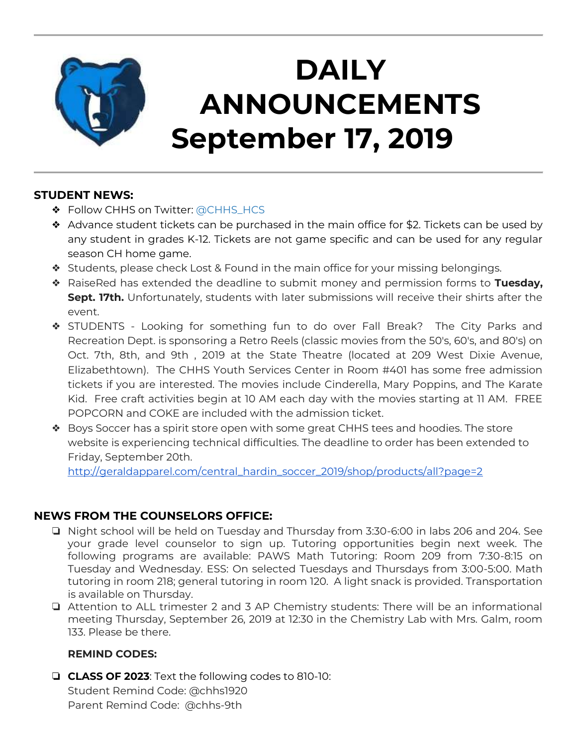# DAILY ANNOUNCEMENTS September 17, 2019

## STUDENT NEWS:

- Follow CHHS on Twitter: @CHHS_HCS
- Advance student tickets can be purchased in the main office for $2. Tickets can be used by any student in grades K-12. Tickets are not game specific and can be used for any regular season CH home game.
- Students, please check Lost & Found in the main office for your missing belongings.
- RaiseRed has extended the deadline to submit money and permission forms to **Tuesday, Sept. 17th.** Unfortunately, students with later submissions will receive their shirts after the event.
- STUDENTS - Looking for something fun to do over Fall Break? The City Parks and Recreation Dept. is sponsoring a Retro Reels (classic movies from the 50's, 60's, and 80's) on Oct. 7th, 8th, and 9th , 2019 at the State Theatre (located at 209 West Dixie Avenue, Elizabethtown). The CHHS Youth Services Center in Room #401 has some free admission tickets if you are interested. The movies include Cinderella, Mary Poppins, and The Karate Kid. Free craft activities begin at 10 AM each day with the movies starting at 11 AM. FREE POPCORN and COKE are included with the admission ticket.
- Boys Soccer has a spirit store open with some great CHHS tees and hoodies. The store website is experiencing technical difficulties. The deadline to order has been extended to Friday, September 20th.
  http://geraldapparel.com/central_hardin_soccer_2019/shop/products/all?page=2

## NEWS FROM THE COUNSELORS OFFICE:

- Night school will be held on Tuesday and Thursday from 3:30-6:00 in labs 206 and 204. See your grade level counselor to sign up. Tutoring opportunities begin next week. The following programs are available: PAWS Math Tutoring: Room 209 from 7:30-8:15 on Tuesday and Wednesday. ESS: On selected Tuesdays and Thursdays from 3:00-5:00. Math tutoring in room 218; general tutoring in room 120. A light snack is provided. Transportation is available on Thursday.
- Attention to ALL trimester 2 and 3 AP Chemistry students: There will be an informational meeting Thursday, September 26, 2019 at 12:30 in the Chemistry Lab with Mrs. Galm, room 133. Please be there.

**REMIND CODES:**

- **CLASS OF 2023**: Text the following codes to 810-10:
  Student Remind Code: @chhs1920
  Parent Remind Code: @chhs-9th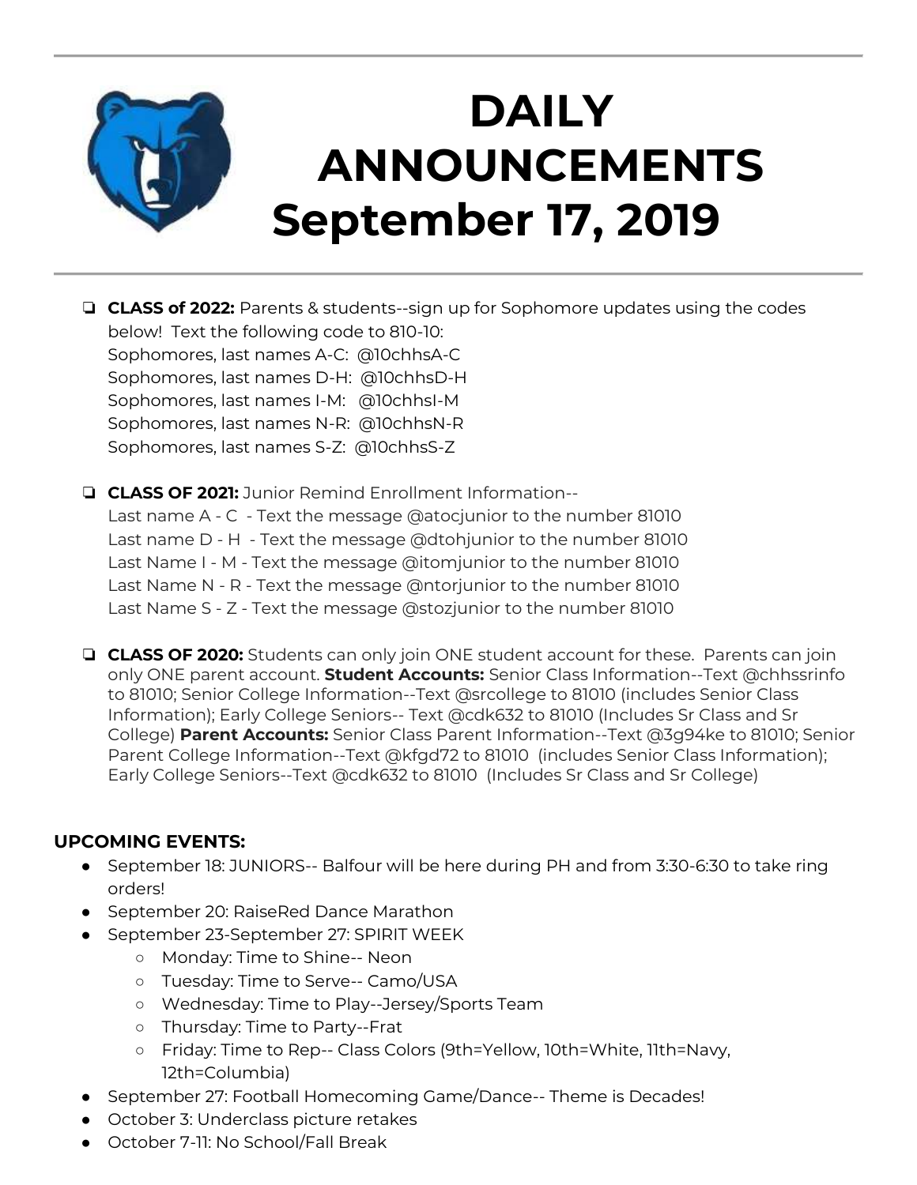# DAILY ANNOUNCEMENTS September 17, 2019

- **CLASS of 2022:** Parents & students--sign up for Sophomore updates using the codes below! Text the following code to 810-10:
  Sophomores, last names A-C: @10chhsA-C
  Sophomores, last names D-H: @10chhsD-H
  Sophomores, last names I-M: @10chhsI-M
  Sophomores, last names N-R: @10chhsN-R
  Sophomores, last names S-Z: @10chhsS-Z

- **CLASS OF 2021:** Junior Remind Enrollment Information--
  Last name A - C - Text the message @atocjunior to the number 81010
  Last name D - H - Text the message @dtohjunior to the number 81010
  Last Name I - M - Text the message @itomjunior to the number 81010
  Last Name N - R - Text the message @ntorjunior to the number 81010
  Last Name S - Z - Text the message @stozjunior to the number 81010

- **CLASS OF 2020:** Students can only join ONE student account for these. Parents can join only ONE parent account. **Student Accounts:** Senior Class Information--Text @chhssrinfo to 81010; Senior College Information--Text @srcollege to 81010 (includes Senior Class Information); Early College Seniors-- Text @cdk632 to 81010 (Includes Sr Class and Sr College) **Parent Accounts:** Senior Class Parent Information--Text @3g94ke to 81010; Senior Parent College Information--Text @kfgd72 to 81010 (includes Senior Class Information); Early College Seniors--Text @cdk632 to 81010 (Includes Sr Class and Sr College)

**UPCOMING EVENTS:**

- September 18: JUNIORS-- Balfour will be here during PH and from 3:30-6:30 to take ring orders!
- September 20: RaiseRed Dance Marathon
- September 23-September 27: SPIRIT WEEK
  - Monday: Time to Shine-- Neon
  - Tuesday: Time to Serve-- Camo/USA
  - Wednesday: Time to Play--Jersey/Sports Team
  - Thursday: Time to Party--Frat
  - Friday: Time to Rep-- Class Colors (9th=Yellow, 10th=White, 11th=Navy, 12th=Columbia)
- September 27: Football Homecoming Game/Dance-- Theme is Decades!
- October 3: Underclass picture retakes
- October 7-11: No School/Fall Break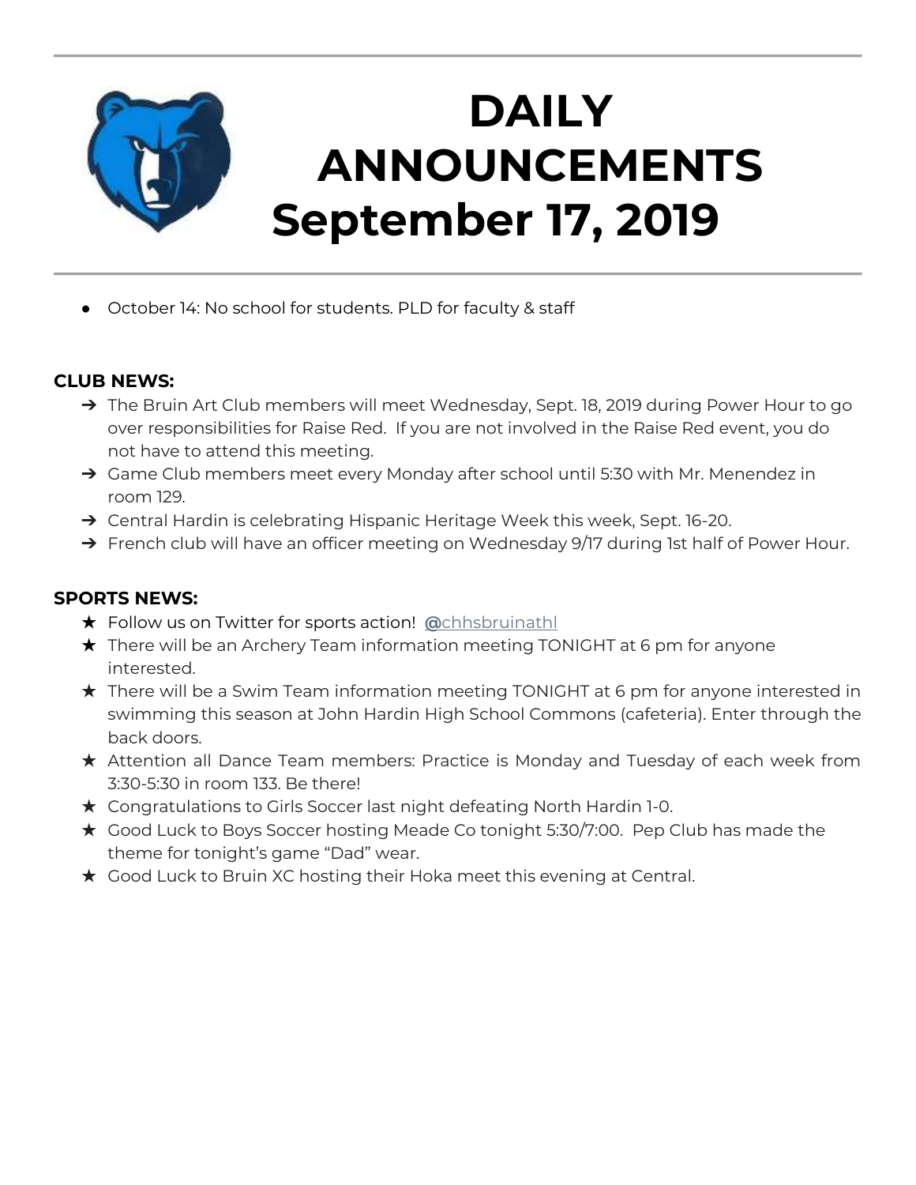# DAILY ANNOUNCEMENTS September 17, 2019

- October 14: No school for students. PLD for faculty & staff

**CLUB NEWS:**

- The Bruin Art Club members will meet Wednesday, Sept. 18, 2019 during Power Hour to go over responsibilities for Raise Red. If you are not involved in the Raise Red event, you do not have to attend this meeting.
- Game Club members meet every Monday after school until 5:30 with Mr. Menendez in room 129.
- Central Hardin is celebrating Hispanic Heritage Week this week, Sept. 16-20.
- French club will have an officer meeting on Wednesday 9/17 during 1st half of Power Hour.

**SPORTS NEWS:**

- Follow us on Twitter for sports action! @chhsbruinathl
- There will be an Archery Team information meeting TONIGHT at 6 pm for anyone interested.
- There will be a Swim Team information meeting TONIGHT at 6 pm for anyone interested in swimming this season at John Hardin High School Commons (cafeteria). Enter through the back doors.
- Attention all Dance Team members: Practice is Monday and Tuesday of each week from 3:30-5:30 in room 133. Be there!
- Congratulations to Girls Soccer last night defeating North Hardin 1-0.
- Good Luck to Boys Soccer hosting Meade Co tonight 5:30/7:00. Pep Club has made the theme for tonight's game "Dad" wear.
- Good Luck to Bruin XC hosting their Hoka meet this evening at Central.